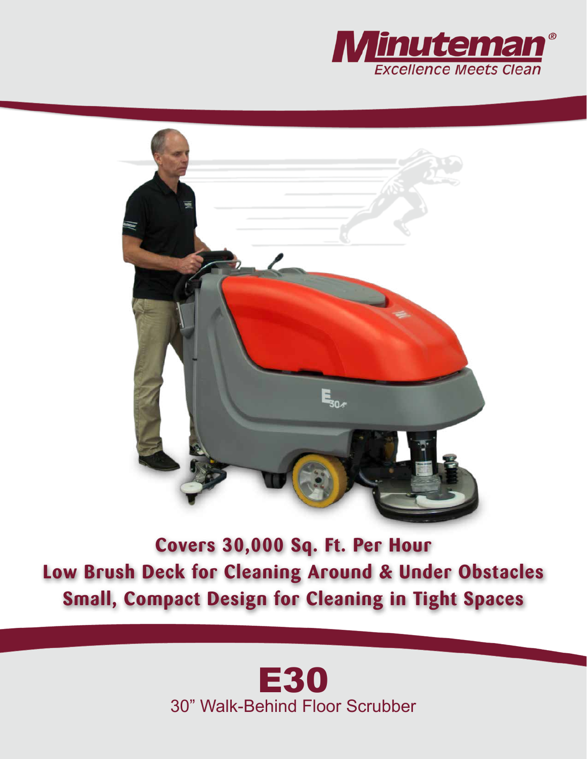**Minuteman®**
*Excellence Meets Clean*

**Covers 30,000 Sq. Ft. Per Hour**
**Low Brush Deck for Cleaning Around & Under Obstacles**
**Small, Compact Design for Cleaning in Tight Spaces**

# E30

30" Walk-Behind Floor Scrubber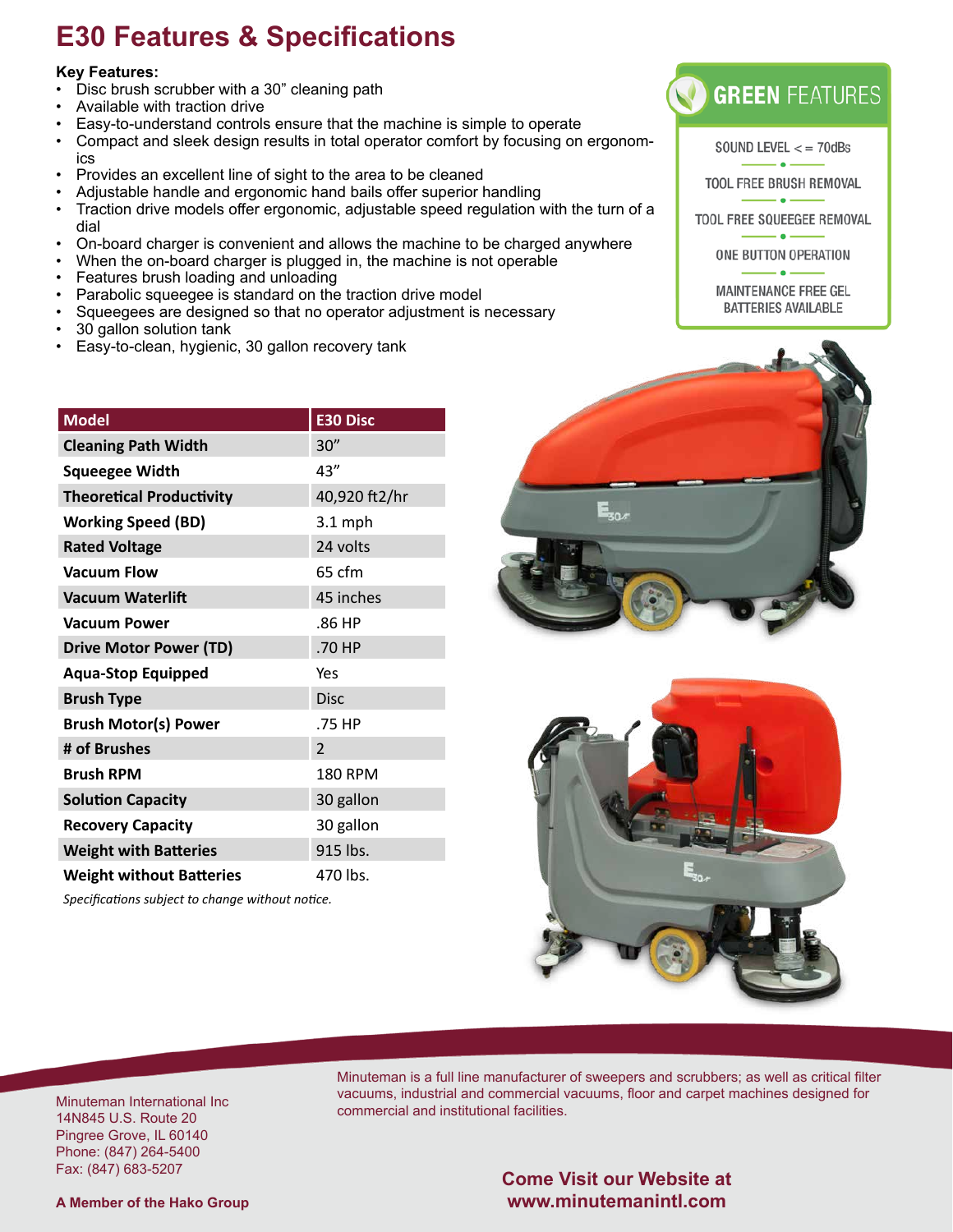# E30 Features & Specifications

**Key Features:**

- Disc brush scrubber with a 30" cleaning path
- Available with traction drive
- Easy-to-understand controls ensure that the machine is simple to operate
- Compact and sleek design results in total operator comfort by focusing on ergonomics
- Provides an excellent line of sight to the area to be cleaned
- Adjustable handle and ergonomic hand bails offer superior handling
- Traction drive models offer ergonomic, adjustable speed regulation with the turn of a dial
- On-board charger is convenient and allows the machine to be charged anywhere
- When the on-board charger is plugged in, the machine is not operable
- Features brush loading and unloading
- Parabolic squeegee is standard on the traction drive model
- Squeegees are designed so that no operator adjustment is necessary
- 30 gallon solution tank
- Easy-to-clean, hygienic, 30 gallon recovery tank

## GREEN FEATURES

- SOUND LEVEL <= 70dBs
- TOOL FREE BRUSH REMOVAL
- TOOL FREE SQUEEGEE REMOVAL
- ONE BUTTON OPERATION
- MAINTENANCE FREE GEL BATTERIES AVAILABLE

| Model | E30 Disc |
|---|---|
| Cleaning Path Width | 30" |
| Squeegee Width | 43" |
| Theoretical Productivity | 40,920 ft2/hr |
| Working Speed (BD) | 3.1 mph |
| Rated Voltage | 24 volts |
| Vacuum Flow | 65 cfm |
| Vacuum Waterlift | 45 inches |
| Vacuum Power | .86 HP |
| Drive Motor Power (TD) | .70 HP |
| Aqua-Stop Equipped | Yes |
| Brush Type | Disc |
| Brush Motor(s) Power | .75 HP |
| # of Brushes | 2 |
| Brush RPM | 180 RPM |
| Solution Capacity | 30 gallon |
| Recovery Capacity | 30 gallon |
| Weight with Batteries | 915 lbs. |
| Weight without Batteries | 470 lbs. |

*Specifications subject to change without notice.*

Minuteman is a full line manufacturer of sweepers and scrubbers; as well as critical filter vacuums, industrial and commercial vacuums, floor and carpet machines designed for commercial and institutional facilities.

Minuteman International Inc
14N845 U.S. Route 20
Pingree Grove, IL 60140
Phone: (847) 264-5400
Fax: (847) 683-5207

**A Member of the Hako Group**

**Come Visit our Website at**
**www.minutemanintl.com**